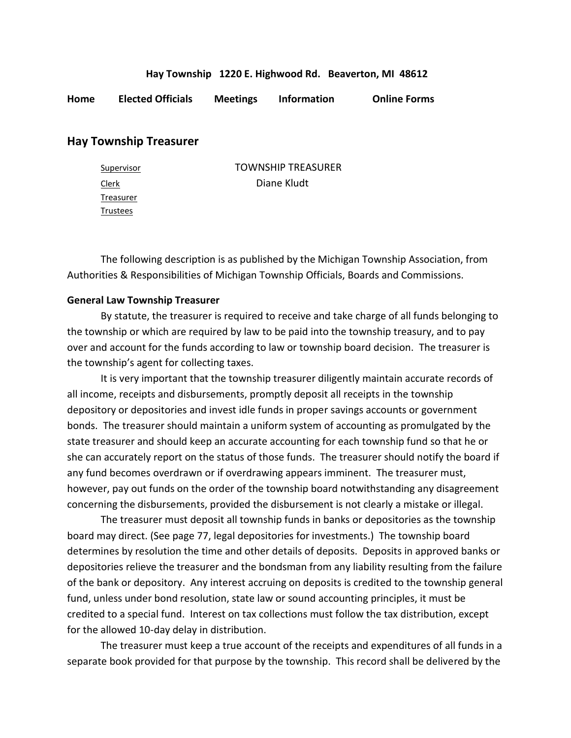**Hay Township 1220 E. Highwood Rd. Beaverton, MI 48612**

**Home** **Elected Officials** **Meetings** **Information** **Online Forms**

## Hay Township Treasurer

Supervisor
Clerk
Treasurer
Trustees

TOWNSHIP TREASURER
Diane Kludt

The following description is as published by the Michigan Township Association, from Authorities & Responsibilities of Michigan Township Officials, Boards and Commissions.

**General Law Township Treasurer**

By statute, the treasurer is required to receive and take charge of all funds belonging to the township or which are required by law to be paid into the township treasury, and to pay over and account for the funds according to law or township board decision. The treasurer is the township's agent for collecting taxes.

It is very important that the township treasurer diligently maintain accurate records of all income, receipts and disbursements, promptly deposit all receipts in the township depository or depositories and invest idle funds in proper savings accounts or government bonds. The treasurer should maintain a uniform system of accounting as promulgated by the state treasurer and should keep an accurate accounting for each township fund so that he or she can accurately report on the status of those funds. The treasurer should notify the board if any fund becomes overdrawn or if overdrawing appears imminent. The treasurer must, however, pay out funds on the order of the township board notwithstanding any disagreement concerning the disbursements, provided the disbursement is not clearly a mistake or illegal.

The treasurer must deposit all township funds in banks or depositories as the township board may direct. (See page 77, legal depositories for investments.) The township board determines by resolution the time and other details of deposits. Deposits in approved banks or depositories relieve the treasurer and the bondsman from any liability resulting from the failure of the bank or depository. Any interest accruing on deposits is credited to the township general fund, unless under bond resolution, state law or sound accounting principles, it must be credited to a special fund. Interest on tax collections must follow the tax distribution, except for the allowed 10-day delay in distribution.

The treasurer must keep a true account of the receipts and expenditures of all funds in a separate book provided for that purpose by the township. This record shall be delivered by the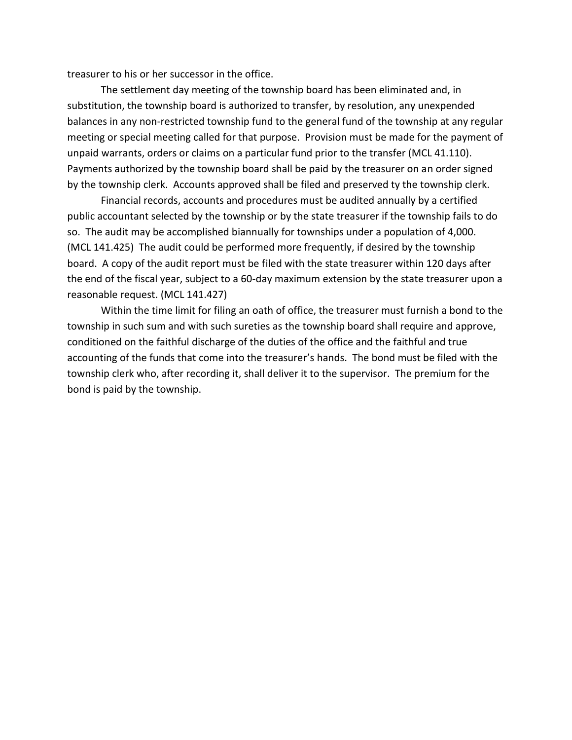treasurer to his or her successor in the office.

The settlement day meeting of the township board has been eliminated and, in substitution, the township board is authorized to transfer, by resolution, any unexpended balances in any non-restricted township fund to the general fund of the township at any regular meeting or special meeting called for that purpose. Provision must be made for the payment of unpaid warrants, orders or claims on a particular fund prior to the transfer (MCL 41.110). Payments authorized by the township board shall be paid by the treasurer on an order signed by the township clerk. Accounts approved shall be filed and preserved ty the township clerk.

Financial records, accounts and procedures must be audited annually by a certified public accountant selected by the township or by the state treasurer if the township fails to do so. The audit may be accomplished biannually for townships under a population of 4,000. (MCL 141.425) The audit could be performed more frequently, if desired by the township board. A copy of the audit report must be filed with the state treasurer within 120 days after the end of the fiscal year, subject to a 60-day maximum extension by the state treasurer upon a reasonable request. (MCL 141.427)

Within the time limit for filing an oath of office, the treasurer must furnish a bond to the township in such sum and with such sureties as the township board shall require and approve, conditioned on the faithful discharge of the duties of the office and the faithful and true accounting of the funds that come into the treasurer's hands. The bond must be filed with the township clerk who, after recording it, shall deliver it to the supervisor. The premium for the bond is paid by the township.